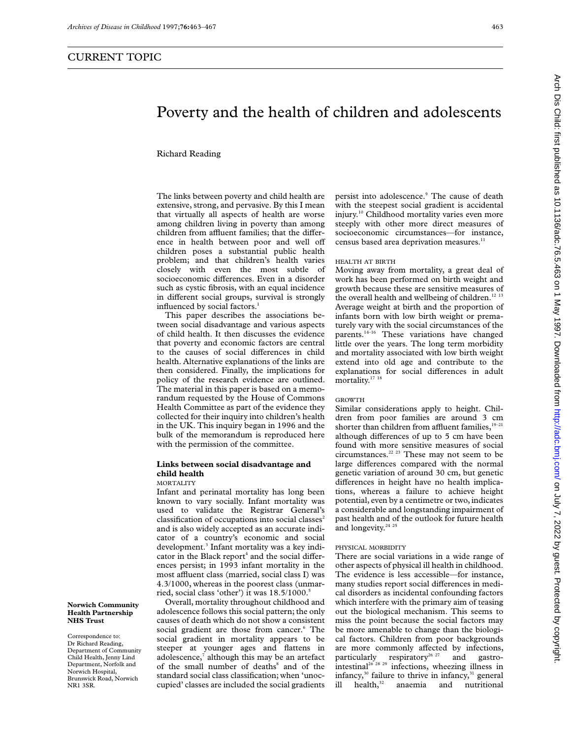CURRENT TOPIC

# Poverty and the health of children and adolescents

Richard Reading

**Norwich Community Health Partnership NHS Trust**

Correspondence to: Dr Richard Reading, Department of Community Child Health, Jenny Lind Department, Norfolk and Norwich Hospital, Brunswick Road, Norwich NR1 3SR.

The links between poverty and child health are extensive, strong, and pervasive. By this I mean that virtually all aspects of health are worse among children living in poverty than among children from affluent families; that the difference in health between poor and well off children poses a substantial public health problem; and that children's health varies closely with even the most subtle of socioeconomic differences. Even in a disorder such as cystic fibrosis, with an equal incidence in different social groups, survival is strongly influenced by social factors.[1]

This paper describes the associations between social disadvantage and various aspects of child health. It then discusses the evidence that poverty and economic factors are central to the causes of social differences in child health. Alternative explanations of the links are then considered. Finally, the implications for policy of the research evidence are outlined. The material in this paper is based on a memorandum requested by the House of Commons Health Committee as part of the evidence they collected for their inquiry into children's health in the UK. This inquiry began in 1996 and the bulk of the memorandum is reproduced here with the permission of the committee.

## Links between social disadvantage and child health

### MORTALITY

Infant and perinatal mortality has long been known to vary socially. Infant mortality was used to validate the Registrar General's classification of occupations into social classes[2] and is also widely accepted as an accurate indicator of a country's economic and social development.[3] Infant mortality was a key indicator in the Black report[4] and the social differences persist; in 1993 infant mortality in the most affluent class (married, social class I) was 4.3/1000, whereas in the poorest class (unmarried, social class 'other') it was 18.5/1000.[5]

Overall, mortality throughout childhood and adolescence follows this social pattern; the only causes of death which do not show a consistent social gradient are those from cancer.[6] The social gradient in mortality appears to be steeper at younger ages and flattens in adolescence,[7] although this may be an artefact of the small number of deaths[8] and of the standard social class classification; when 'unoccupied' classes are included the social gradients persist into adolescence.[9] The cause of death with the steepest social gradient is accidental injury.[10] Childhood mortality varies even more steeply with other more direct measures of socioeconomic circumstances—for instance, census based area deprivation measures.[11]

### HEALTH AT BIRTH

Moving away from mortality, a great deal of work has been performed on birth weight and growth because these are sensitive measures of the overall health and wellbeing of children.[12 13] Average weight at birth and the proportion of infants born with low birth weight or prematurely vary with the social circumstances of the parents.[14–16] These variations have changed little over the years. The long term morbidity and mortality associated with low birth weight extend into old age and contribute to the explanations for social differences in adult mortality.[17 18]

### GROWTH

Similar considerations apply to height. Children from poor families are around 3 cm shorter than children from affluent families,[19–21] although differences of up to 5 cm have been found with more sensitive measures of social circumstances.[22 23] These may not seem to be large differences compared with the normal genetic variation of around 30 cm, but genetic differences in height have no health implications, whereas a failure to achieve height potential, even by a centimetre or two, indicates a considerable and longstanding impairment of past health and of the outlook for future health and longevity.[24 25]

### PHYSICAL MORBIDITY

There are social variations in a wide range of other aspects of physical ill health in childhood. The evidence is less accessible—for instance, many studies report social differences in medical disorders as incidental confounding factors which interfere with the primary aim of teasing out the biological mechanism. This seems to miss the point because the social factors may be more amenable to change than the biological factors. Children from poor backgrounds are more commonly affected by infections, particularly respiratory[26 27] and gastrointestinal[26 28 29] infections, wheezing illness in infancy,[30] failure to thrive in infancy,[31] general ill health,[32] anaemia and nutritional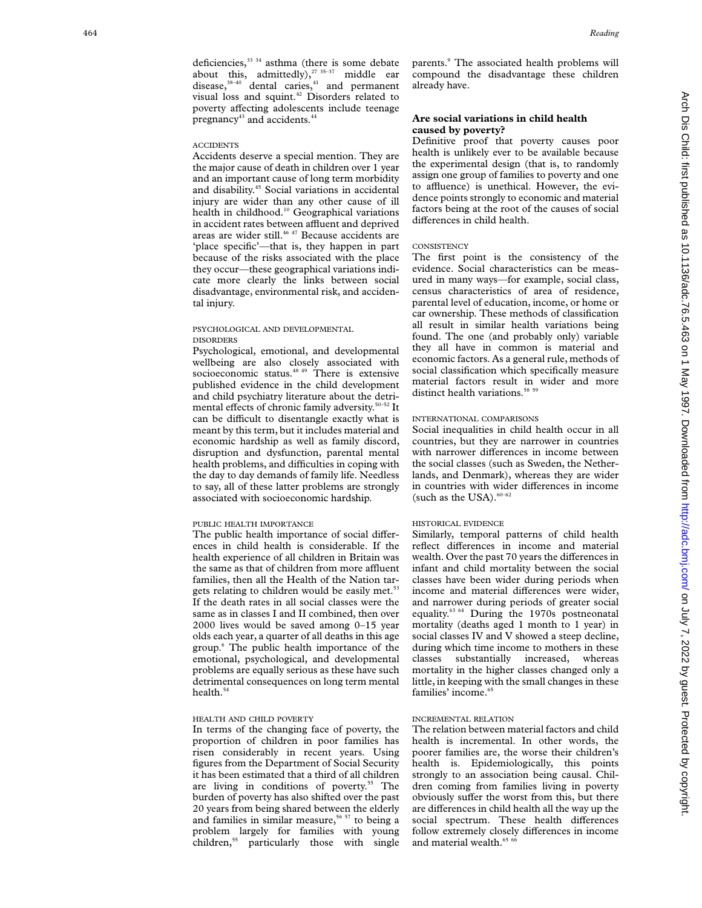deficiencies,[33 34] asthma (there is some debate about this, admittedly),[27 35–37] middle ear disease,[38–40] dental caries,[41] and permanent visual loss and squint.[42] Disorders related to poverty affecting adolescents include teenage pregnancy[43] and accidents.[44]

#### ACCIDENTS

Accidents deserve a special mention. They are the major cause of death in children over 1 year and an important cause of long term morbidity and disability.[45] Social variations in accidental injury are wider than any other cause of ill health in childhood.[10] Geographical variations in accident rates between affluent and deprived areas are wider still.[46 47] Because accidents are 'place specific'—that is, they happen in part because of the risks associated with the place they occur—these geographical variations indicate more clearly the links between social disadvantage, environmental risk, and accidental injury.

#### PSYCHOLOGICAL AND DEVELOPMENTAL DISORDERS

Psychological, emotional, and developmental wellbeing are also closely associated with socioeconomic status.[48 49] There is extensive published evidence in the child development and child psychiatry literature about the detrimental effects of chronic family adversity.[50–52] It can be difficult to disentangle exactly what is meant by this term, but it includes material and economic hardship as well as family discord, disruption and dysfunction, parental mental health problems, and difficulties in coping with the day to day demands of family life. Needless to say, all of these latter problems are strongly associated with socioeconomic hardship.

#### PUBLIC HEALTH IMPORTANCE

The public health importance of social differences in child health is considerable. If the health experience of all children in Britain was the same as that of children from more affluent families, then all the Health of the Nation targets relating to children would be easily met.[53] If the death rates in all social classes were the same as in classes I and II combined, then over 2000 lives would be saved among 0–15 year olds each year, a quarter of all deaths in this age group.[6] The public health importance of the emotional, psychological, and developmental problems are equally serious as these have such detrimental consequences on long term mental health.[54]

#### HEALTH AND CHILD POVERTY

In terms of the changing face of poverty, the proportion of children in poor families has risen considerably in recent years. Using figures from the Department of Social Security it has been estimated that a third of all children are living in conditions of poverty.[55] The burden of poverty has also shifted over the past 20 years from being shared between the elderly and families in similar measure,[56 57] to being a problem largely for families with young children,[55] particularly those with single parents.[9] The associated health problems will compound the disadvantage these children already have.

### Are social variations in child health caused by poverty?

Definitive proof that poverty causes poor health is unlikely ever to be available because the experimental design (that is, to randomly assign one group of families to poverty and one to affluence) is unethical. However, the evidence points strongly to economic and material factors being at the root of the causes of social differences in child health.

#### CONSISTENCY

The first point is the consistency of the evidence. Social characteristics can be measured in many ways—for example, social class, census characteristics of area of residence, parental level of education, income, or home or car ownership. These methods of classification all result in similar health variations being found. The one (and probably only) variable they all have in common is material and economic factors. As a general rule, methods of social classification which specifically measure material factors result in wider and more distinct health variations.[58 59]

#### INTERNATIONAL COMPARISONS

Social inequalities in child health occur in all countries, but they are narrower in countries with narrower differences in income between the social classes (such as Sweden, the Netherlands, and Denmark), whereas they are wider in countries with wider differences in income (such as the USA).[60–62]

#### HISTORICAL EVIDENCE

Similarly, temporal patterns of child health reflect differences in income and material wealth. Over the past 70 years the differences in infant and child mortality between the social classes have been wider during periods when income and material differences were wider, and narrower during periods of greater social equality.[63 64] During the 1970s postneonatal mortality (deaths aged 1 month to 1 year) in social classes IV and V showed a steep decline, during which time income to mothers in these classes substantially increased, whereas mortality in the higher classes changed only a little, in keeping with the small changes in these families' income.[65]

#### INCREMENTAL RELATION

The relation between material factors and child health is incremental. In other words, the poorer families are, the worse their children's health is. Epidemiologically, this points strongly to an association being causal. Children coming from families living in poverty obviously suffer the worst from this, but there are differences in child health all the way up the social spectrum. These health differences follow extremely closely differences in income and material wealth.[65 66]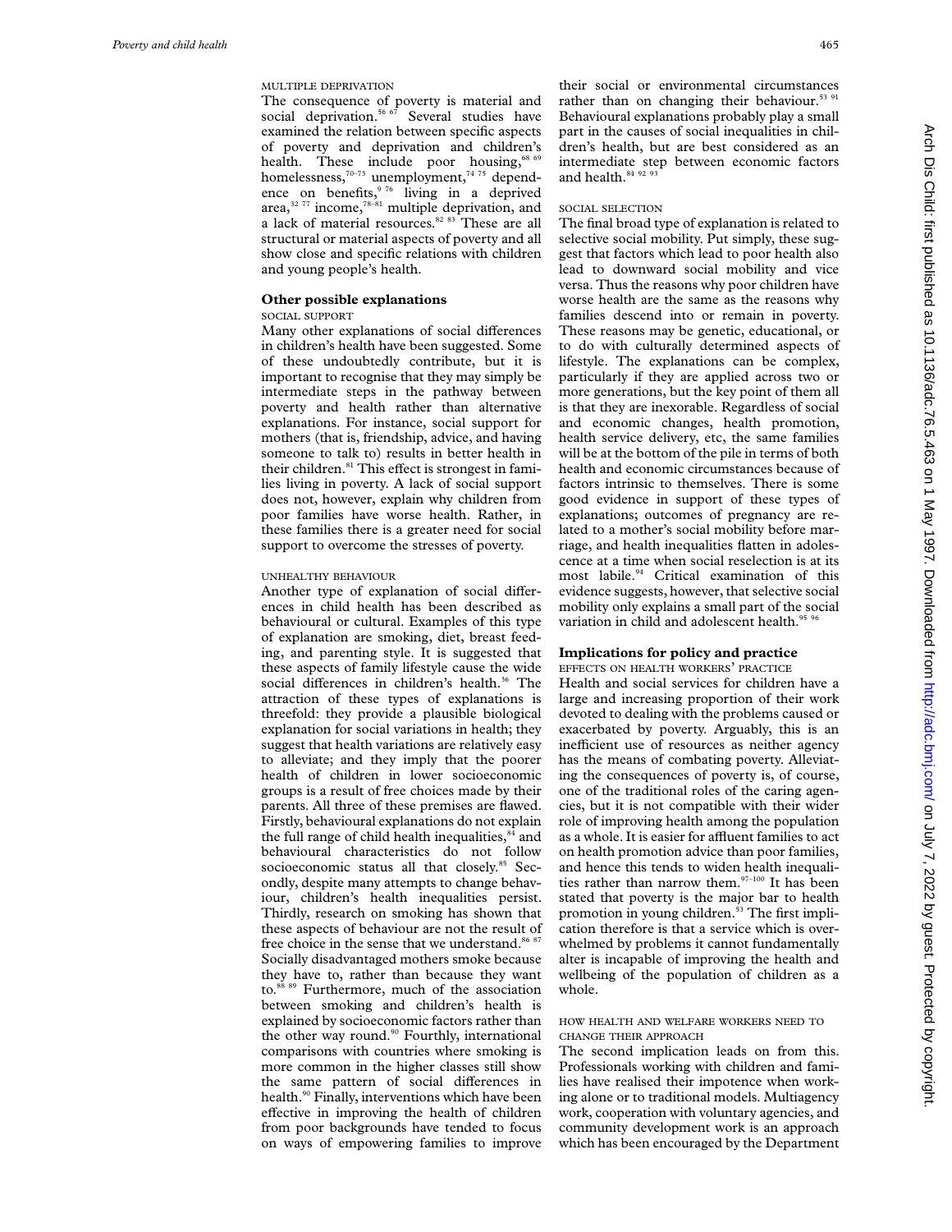#### MULTIPLE DEPRIVATION

The consequence of poverty is material and social deprivation.[56 67] Several studies have examined the relation between specific aspects of poverty and deprivation and children's health. These include poor housing,[68 69] homelessness,[70–73] unemployment,[74 75] dependence on benefits,[9 76] living in a deprived area,[32 77] income,[78–81] multiple deprivation, and a lack of material resources.[82 83] These are all structural or material aspects of poverty and all show close and specific relations with children and young people's health.

### Other possible explanations

#### SOCIAL SUPPORT

Many other explanations of social differences in children's health have been suggested. Some of these undoubtedly contribute, but it is important to recognise that they may simply be intermediate steps in the pathway between poverty and health rather than alternative explanations. For instance, social support for mothers (that is, friendship, advice, and having someone to talk to) results in better health in their children.[81] This effect is strongest in families living in poverty. A lack of social support does not, however, explain why children from poor families have worse health. Rather, in these families there is a greater need for social support to overcome the stresses of poverty.

#### UNHEALTHY BEHAVIOUR

Another type of explanation of social differences in child health has been described as behavioural or cultural. Examples of this type of explanation are smoking, diet, breast feeding, and parenting style. It is suggested that these aspects of family lifestyle cause the wide social differences in children's health.[36] The attraction of these types of explanations is threefold: they provide a plausible biological explanation for social variations in health; they suggest that health variations are relatively easy to alleviate; and they imply that the poorer health of children in lower socioeconomic groups is a result of free choices made by their parents. All three of these premises are flawed. Firstly, behavioural explanations do not explain the full range of child health inequalities,[84] and behavioural characteristics do not follow socioeconomic status all that closely.[85] Secondly, despite many attempts to change behaviour, children's health inequalities persist. Thirdly, research on smoking has shown that these aspects of behaviour are not the result of free choice in the sense that we understand.[86 87] Socially disadvantaged mothers smoke because they have to, rather than because they want to.[88 89] Furthermore, much of the association between smoking and children's health is explained by socioeconomic factors rather than the other way round.[90] Fourthly, international comparisons with countries where smoking is more common in the higher classes still show the same pattern of social differences in health.[90] Finally, interventions which have been effective in improving the health of children from poor backgrounds have tended to focus on ways of empowering families to improve their social or environmental circumstances rather than on changing their behaviour.[53 91] Behavioural explanations probably play a small part in the causes of social inequalities in children's health, but are best considered as an intermediate step between economic factors and health.[84 92 93]

#### SOCIAL SELECTION

The final broad type of explanation is related to selective social mobility. Put simply, these suggest that factors which lead to poor health also lead to downward social mobility and vice versa. Thus the reasons why poor children have worse health are the same as the reasons why families descend into or remain in poverty. These reasons may be genetic, educational, or to do with culturally determined aspects of lifestyle. The explanations can be complex, particularly if they are applied across two or more generations, but the key point of them all is that they are inexorable. Regardless of social and economic changes, health promotion, health service delivery, etc, the same families will be at the bottom of the pile in terms of both health and economic circumstances because of factors intrinsic to themselves. There is some good evidence in support of these types of explanations; outcomes of pregnancy are related to a mother's social mobility before marriage, and health inequalities flatten in adolescence at a time when social reselection is at its most labile.[94] Critical examination of this evidence suggests, however, that selective social mobility only explains a small part of the social variation in child and adolescent health.[95 96]

### Implications for policy and practice

#### EFFECTS ON HEALTH WORKERS' PRACTICE

Health and social services for children have a large and increasing proportion of their work devoted to dealing with the problems caused or exacerbated by poverty. Arguably, this is an inefficient use of resources as neither agency has the means of combating poverty. Alleviating the consequences of poverty is, of course, one of the traditional roles of the caring agencies, but it is not compatible with their wider role of improving health among the population as a whole. It is easier for affluent families to act on health promotion advice than poor families, and hence this tends to widen health inequalities rather than narrow them.[97–100] It has been stated that poverty is the major bar to health promotion in young children.[53] The first implication therefore is that a service which is overwhelmed by problems it cannot fundamentally alter is incapable of improving the health and wellbeing of the population of children as a whole.

#### HOW HEALTH AND WELFARE WORKERS NEED TO CHANGE THEIR APPROACH

The second implication leads on from this. Professionals working with children and families have realised their impotence when working alone or to traditional models. Multiagency work, cooperation with voluntary agencies, and community development work is an approach which has been encouraged by the Department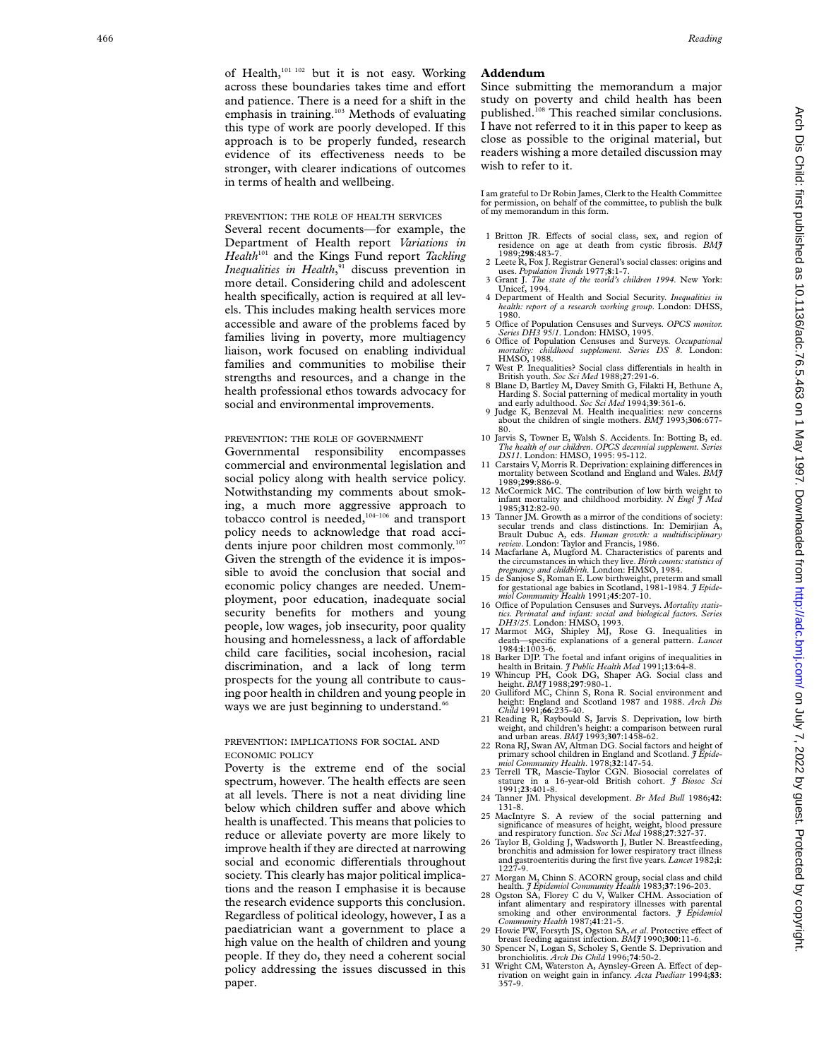of Health,[101 102] but it is not easy. Working across these boundaries takes time and effort and patience. There is a need for a shift in the emphasis in training.[103] Methods of evaluating this type of work are poorly developed. If this approach is to be properly funded, research evidence of its effectiveness needs to be stronger, with clearer indications of outcomes in terms of health and wellbeing.

### PREVENTION: THE ROLE OF HEALTH SERVICES

Several recent documents—for example, the Department of Health report *Variations in Health*[101] and the Kings Fund report *Tackling Inequalities in Health*,[91] discuss prevention in more detail. Considering child and adolescent health specifically, action is required at all levels. This includes making health services more accessible and aware of the problems faced by families living in poverty, more multiagency liaison, work focused on enabling individual families and communities to mobilise their strengths and resources, and a change in the health professional ethos towards advocacy for social and environmental improvements.

### PREVENTION: THE ROLE OF GOVERNMENT

Governmental responsibility encompasses commercial and environmental legislation and social policy along with health service policy. Notwithstanding my comments about smoking, a much more aggressive approach to tobacco control is needed,[104–106] and transport policy needs to acknowledge that road accidents injure poor children most commonly.[107] Given the strength of the evidence it is impossible to avoid the conclusion that social and economic policy changes are needed. Unemployment, poor education, inadequate social security benefits for mothers and young people, low wages, job insecurity, poor quality housing and homelessness, a lack of affordable child care facilities, social incohesion, racial discrimination, and a lack of long term prospects for the young all contribute to causing poor health in children and young people in ways we are just beginning to understand.[66]

### PREVENTION: IMPLICATIONS FOR SOCIAL AND ECONOMIC POLICY

Poverty is the extreme end of the social spectrum, however. The health effects are seen at all levels. There is not a neat dividing line below which children suffer and above which health is unaffected. This means that policies to reduce or alleviate poverty are more likely to improve health if they are directed at narrowing social and economic differentials throughout society. This clearly has major political implications and the reason I emphasise it is because the research evidence supports this conclusion. Regardless of political ideology, however, I as a paediatrician want a government to place a high value on the health of children and young people. If they do, they need a coherent social policy addressing the issues discussed in this paper.

## Addendum

Since submitting the memorandum a major study on poverty and child health has been published.[108] This reached similar conclusions. I have not referred to it in this paper to keep as close as possible to the original material, but readers wishing a more detailed discussion may wish to refer to it.

I am grateful to Dr Robin James, Clerk to the Health Committee for permission, on behalf of the committee, to publish the bulk of my memorandum in this form.

1. Britton JR. Effects of social class, sex, and region of residence on age at death from cystic fibrosis. *BMJ* 1989;**298**:483-7.
2. Leete R, Fox J. Registrar General's social classes: origins and uses. *Population Trends* 1977;**8**:1-7.
3. Grant J. *The state of the world's children 1994*. New York: Unicef, 1994.
4. Department of Health and Social Security. *Inequalities in health: report of a research working group*. London: DHSS, 1980.
5. Office of Population Censuses and Surveys. *OPCS monitor. Series DH3 95/1*. London: HMSO, 1995.
6. Office of Population Censuses and Surveys. *Occupational mortality: childhood supplement. Series DS 8*. London: HMSO, 1988.
7. West P. Inequalities? Social class differentials in health in British youth. *Soc Sci Med* 1988;**27**:291-6.
8. Blane D, Bartley M, Davey Smith G, Filakti H, Bethune A, Harding S. Social patterning of medical mortality in youth and early adulthood. *Soc Sci Med* 1994;**39**:361-6.
9. Judge K, Benzeval M. Health inequalities: new concerns about the children of single mothers. *BMJ* 1993;**306**:677-80.
10. Jarvis S, Towner E, Walsh S. Accidents. In: Botting B, ed. *The health of our children. OPCS decennial supplement. Series DS11*. London: HMSO, 1995: 95-112.
11. Carstairs V, Morris R. Deprivation: explaining differences in mortality between Scotland and England and Wales. *BMJ* 1989;**299**:886-9.
12. McCormick MC. The contribution of low birth weight to infant mortality and childhood morbidity. *N Engl J Med* 1985;**312**:82-90.
13. Tanner JM. Growth as a mirror of the conditions of society: secular trends and class distinctions. In: Demirjian A, Brault Dubuc A, eds. *Human growth: a multidisciplinary review*. London: Taylor and Francis, 1986.
14. Macfarlane A, Mugford M. Characteristics of parents and the circumstances in which they live. *Birth counts: statistics of pregnancy and childbirth*. London: HMSO, 1984.
15. de Sanjose S, Roman E. Low birthweight, preterm and small for gestational age babies in Scotland, 1981-1984. *J Epidemiol Community Health* 1991;**45**:207-10.
16. Office of Population Censuses and Surveys. *Mortality statistics. Perinatal and infant: social and biological factors. Series DH3/25*. London: HMSO, 1993.
17. Marmot MG, Shipley MJ, Rose G. Inequalities in death—specific explanations of a general pattern. *Lancet* 1984;**i**:1003-6.
18. Barker DJP. The foetal and infant origins of inequalities in health in Britain. *J Public Health Med* 1991;**13**:64-8.
19. Whincup PH, Cook DG, Shaper AG. Social class and height. *BMJ* 1988;**297**:980-1.
20. Gulliford MC, Chinn S, Rona R. Social environment and height: England and Scotland 1987 and 1988. *Arch Dis Child* 1991;**66**:235-40.
21. Reading R, Raybould S, Jarvis S. Deprivation, low birth weight, and children's height: a comparison between rural and urban areas. *BMJ* 1993;**307**:1458-62.
22. Rona RJ, Swan AV, Altman DG. Social factors and height of primary school children in England and Scotland. *J Epidemiol Community Health*. 1978;**32**:147-54.
23. Terrell TR, Mascie-Taylor CGN. Biosocial correlates of stature in a 16-year-old British cohort. *J Biosoc Sci* 1991;**23**:401-8.
24. Tanner JM. Physical development. *Br Med Bull* 1986;**42**:131-8.
25. MacIntyre S. A review of the social patterning and significance of measures of height, weight, blood pressure and respiratory function. *Soc Sci Med* 1988;**27**:327-37.
26. Taylor B, Golding J, Wadsworth J, Butler N. Breastfeeding, bronchitis and admission for lower respiratory tract illness and gastroenteritis during the first five years. *Lancet* 1982;**i**:1227-9.
27. Morgan M, Chinn S. ACORN group, social class and child health. *J Epidemiol Community Health* 1983;**37**:196-203.
28. Ogston SA, Florey C du V, Walker CHM. Association of infant alimentary and respiratory illnesses with parental smoking and other environmental factors. *J Epidemiol Community Health* 1987;**41**:21-5.
29. Howie PW, Forsyth JS, Ogston SA, *et al*. Protective effect of breast feeding against infection. *BMJ* 1990;**300**:11-6.
30. Spencer N, Logan S, Scholey S, Gentle S. Deprivation and bronchiolitis. *Arch Dis Child* 1996;**74**:50-2.
31. Wright CM, Waterston A, Aynsley-Green A. Effect of deprivation on weight gain in infancy. *Acta Paediatr* 1994;**83**:357-9.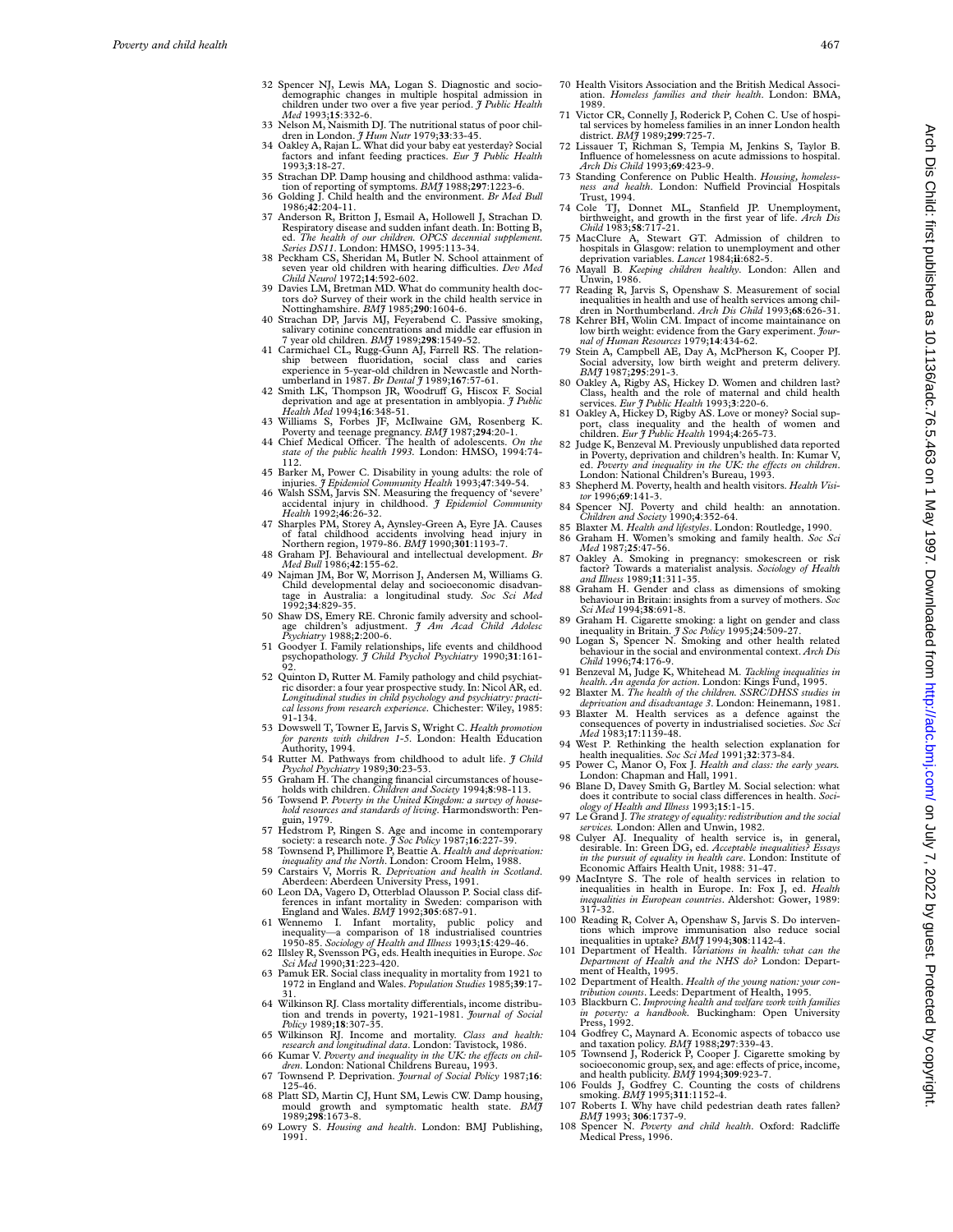32 Spencer NJ, Lewis MA, Logan S. Diagnostic and sociodemographic changes in multiple hospital admission in children under two over a five year period. *J Public Health Med* 1993;**15**:332-6.
33 Nelson M, Naismith DJ. The nutritional status of poor children in London. *J Hum Nutr* 1979;**33**:33-45.
34 Oakley A, Rajan L. What did your baby eat yesterday? Social factors and infant feeding practices. *Eur J Public Health* 1993;**3**:18-27.
35 Strachan DP. Damp housing and childhood asthma: validation of reporting of symptoms. *BMJ* 1988;**297**:1223-6.
36 Golding J. Child health and the environment. *Br Med Bull* 1986;**42**:204-11.
37 Anderson R, Britton J, Esmail A, Hollowell J, Strachan D. Respiratory disease and sudden infant death. In: Botting B, ed. *The health of our children. OPCS decennial supplement. Series DS11*. London: HMSO, 1995:113-34.
38 Peckham CS, Sheridan M, Butler N. School attainment of seven year old children with hearing difficulties. *Dev Med Child Neurol* 1972;**14**:592-602.
39 Davies LM, Bretman MD. What do community health doctors do? Survey of their work in the child health service in Nottinghamshire. *BMJ* 1985;**290**:1604-6.
40 Strachan DP, Jarvis MJ, Feyerabend C. Passive smoking, salivary cotinine concentrations and middle ear effusion in 7 year old children. *BMJ* 1989;**298**:1549-52.
41 Carmichael CL, Rugg-Gunn AJ, Farrell RS. The relationship between fluoridation, social class and caries experience in 5-year-old children in Newcastle and Northumberland in 1987. *Br Dental J* 1989;**167**:57-61.
42 Smith LK, Thompson JR, Woodruff G, Hiscox F. Social deprivation and age at presentation in amblyopia. *J Public Health Med* 1994;**16**:348-51.
43 Williams S, Forbes JF, McIlwaine GM, Rosenberg K. Poverty and teenage pregnancy. *BMJ* 1987;**294**:20-1.
44 Chief Medical Officer. The health of adolescents. *On the state of the public health 1993*. London: HMSO, 1994:74-112.
45 Barker M, Power C. Disability in young adults: the role of injuries. *J Epidemiol Community Health* 1993;**47**:349-54.
46 Walsh SSM, Jarvis SN. Measuring the frequency of 'severe' accidental injury in childhood. *J Epidemiol Community Health* 1992;**46**:26-32.
47 Sharples PM, Storey A, Aynsley-Green A, Eyre JA. Causes of fatal childhood accidents involving head injury in Northern region, 1979-86. *BMJ* 1990;**301**:1193-7.
48 Graham PJ. Behavioural and intellectual development. *Br Med Bull* 1986;**42**:155-62.
49 Najman JM, Bor W, Morrison J, Andersen M, Williams G. Child developmental delay and socioeconomic disadvantage in Australia: a longitudinal study. *Soc Sci Med* 1992;**34**:829-35.
50 Shaw DS, Emery RE. Chronic family adversity and schoolage children's adjustment. *J Am Acad Child Adolesc Psychiatry* 1988;**2**:200-6.
51 Goodyer I. Family relationships, life events and childhood psychopathology. *J Child Psychol Psychiatry* 1990;**31**:161-92.
52 Quinton D, Rutter M. Family pathology and child psychiatric disorder: a four year prospective study. In: Nicol AR, ed. *Longitudinal studies in child psychology and psychiatry: practical lessons from research experience*. Chichester: Wiley, 1985: 91-134.
53 Dowswell T, Towner E, Jarvis S, Wright C. *Health promotion for parents with children 1-5*. London: Health Education Authority, 1994.
54 Rutter M. Pathways from childhood to adult life. *J Child Psychol Psychiatry* 1989;**30**:23-53.
55 Graham H. The changing financial circumstances of households with children. *Children and Society* 1994;**8**:98-113.
56 Towsend P. *Poverty in the United Kingdom: a survey of household resources and standards of living*. Harmondsworth: Penguin, 1979.
57 Hedstrom P, Ringen S. Age and income in contemporary society: a research note. *J Soc Policy* 1987;**16**:227-39.
58 Townsend P, Phillimore P, Beattie A. *Health and deprivation: inequality and the North*. London: Croom Helm, 1988.
59 Carstairs V, Morris R. *Deprivation and health in Scotland*. Aberdeen: Aberdeen University Press, 1991.
60 Leon DA, Vagero D, Otterblad Olausson P. Social class differences in infant mortality in Sweden: comparison with England and Wales. *BMJ* 1992;**305**:687-91.
61 Wennemo I. Infant mortality, public policy and inequality—a comparison of 18 industrialised countries 1950-85. *Sociology of Health and Illness* 1993;**15**:429-46.
62 Illsley R, Svensson PG, eds. Health inequities in Europe. *Soc Sci Med* 1990;**31**:223-420.
63 Pamuk ER. Social class inequality in mortality from 1921 to 1972 in England and Wales. *Population Studies* 1985;**39**:17-31.
64 Wilkinson RJ. Class mortality differentials, income distribution and trends in poverty, 1921-1981. *Journal of Social Policy* 1989;**18**:307-35.
65 Wilkinson RJ. Income and mortality. *Class and health: research and longitudinal data*. London: Tavistock, 1986.
66 Kumar V. *Poverty and inequality in the UK: the effects on children*. London: National Childrens Bureau, 1993.
67 Townsend P. Deprivation. *Journal of Social Policy* 1987;**16**: 125-46.
68 Platt SD, Martin CJ, Hunt SM, Lewis CW. Damp housing, mould growth and symptomatic health state. *BMJ* 1989;**298**:1673-8.
69 Lowry S. *Housing and health*. London: BMJ Publishing, 1991.
70 Health Visitors Association and the British Medical Association. *Homeless families and their health*. London: BMA, 1989.
71 Victor CR, Connelly J, Roderick P, Cohen C. Use of hospital services by homeless families in an inner London health district. *BMJ* 1989;**299**:725-7.
72 Lissauer T, Richman S, Tempia M, Jenkins S, Taylor B. Influence of homelessness on acute admissions to hospital. *Arch Dis Child* 1993;**69**:423-9.
73 Standing Conference on Public Health. *Housing, homelessness and health*. London: Nuffield Provincial Hospitals Trust, 1994.
74 Cole TJ, Donnet ML, Stanfield JP. Unemployment, birthweight, and growth in the first year of life. *Arch Dis Child* 1983;**58**:717-21.
75 MacClure A, Stewart GT. Admission of children to hospitals in Glasgow: relation to unemployment and other deprivation variables. *Lancet* 1984;**ii**:682-5.
76 Mayall B. *Keeping children healthy*. London: Allen and Unwin, 1986.
77 Reading R, Jarvis S, Openshaw S. Measurement of social inequalities in health and use of health services among children in Northumberland. *Arch Dis Child* 1993;**68**:626-31.
78 Kehrer BH, Wolin CM. Impact of income maintainance on low birth weight: evidence from the Gary experiment. *Journal of Human Resources* 1979;**14**:434-62.
79 Stein A, Campbell AE, Day A, McPherson K, Cooper PJ. Social adversity, low birth weight and preterm delivery. *BMJ* 1987;**295**:291-3.
80 Oakley A, Rigby AS, Hickey D. Women and children last? Class, health and the role of maternal and child health services. *Eur J Public Health* 1993;**3**:220-6.
81 Oakley A, Hickey D, Rigby AS. Love or money? Social support, class inequality and the health of women and children. *Eur J Public Health* 1994;**4**:265-73.
82 Judge K, Benzeval M. Previously unpublished data reported in Poverty, deprivation and children's health. In: Kumar V, ed. *Poverty and inequality in the UK: the effects on children*. London: National Children's Bureau, 1993.
83 Shepherd M. Poverty, health and health visitors. *Health Visitor* 1996;**69**:141-3.
84 Spencer NJ. Poverty and child health: an annotation. *Children and Society* 1990;**4**:352-64.
85 Blaxter M. *Health and lifestyles*. London: Routledge, 1990.
86 Graham H. Women's smoking and family health. *Soc Sci Med* 1987;**25**:47-56.
87 Oakley A. Smoking in pregnancy: smokescreen or risk factor? Towards a materialist analysis. *Sociology of Health and Illness* 1989;**11**:311-35.
88 Graham H. Gender and class as dimensions of smoking behaviour in Britain: insights from a survey of mothers. *Soc Sci Med* 1994;**38**:691-8.
89 Graham H. Cigarette smoking: a light on gender and class inequality in Britain. *J Soc Policy* 1995;**24**:509-27.
90 Logan S, Spencer N. Smoking and other health related behaviour in the social and environmental context. *Arch Dis Child* 1996;**74**:176-9.
91 Benzeval M, Judge K, Whitehead M. *Tackling inequalities in health. An agenda for action*. London: Kings Fund, 1995.
92 Blaxter M. *The health of the children. SSRC/DHSS studies in deprivation and disadvantage 3*. London: Heinemann, 1981.
93 Blaxter M. Health services as a defence against the consequences of poverty in industrialised societies. *Soc Sci Med* 1983;**17**:1139-48.
94 West P. Rethinking the health selection explanation for health inequalities. *Soc Sci Med* 1991;**32**:373-84.
95 Power C, Manor O, Fox J. *Health and class: the early years*. London: Chapman and Hall, 1991.
96 Blane D, Davey Smith G, Bartley M. Social selection: what does it contribute to social class differences in health. *Sociology of Health and Illness* 1993;**15**:1-15.
97 Le Grand J. *The strategy of equality: redistribution and the social services*. London: Allen and Unwin, 1982.
98 Culyer AJ. Inequality of health service is, in general, desirable. In: Green DG, ed. *Acceptable inequalities? Essays in the pursuit of equality in health care*. London: Institute of Economic Affairs Health Unit, 1988: 31-47.
99 MacIntyre S. The role of health services in relation to inequalities in health in Europe. In: Fox J, ed. *Health inequalities in European countries*. Aldershot: Gower, 1989: 317-32.
100 Reading R, Colver A, Openshaw S, Jarvis S. Do interventions which improve immunisation also reduce social inequalities in uptake? *BMJ* 1994;**308**:1142-4.
101 Department of Health. *Variations in health: what can the Department of Health and the NHS do?* London: Department of Health, 1995.
102 Department of Health. *Health of the young nation: your contribution counts*. Leeds: Department of Health, 1995.
103 Blackburn C. *Improving health and welfare work with families in poverty: a handbook*. Buckingham: Open University Press, 1992.
104 Godfrey C, Maynard A. Economic aspects of tobacco use and taxation policy. *BMJ* 1988;**297**:339-43.
105 Townsend J, Roderick P, Cooper J. Cigarette smoking by socioeconomic group, sex, and age: effects of price, income, and health publicity. *BMJ* 1994;**309**:923-7.
106 Foulds J, Godfrey C. Counting the costs of childrens smoking. *BMJ* 1995;**311**:1152-4.
107 Roberts I. Why have child pedestrian death rates fallen? *BMJ* 1993; **306**:1737-9.
108 Spencer N. *Poverty and child health*. Oxford: Radcliffe Medical Press, 1996.